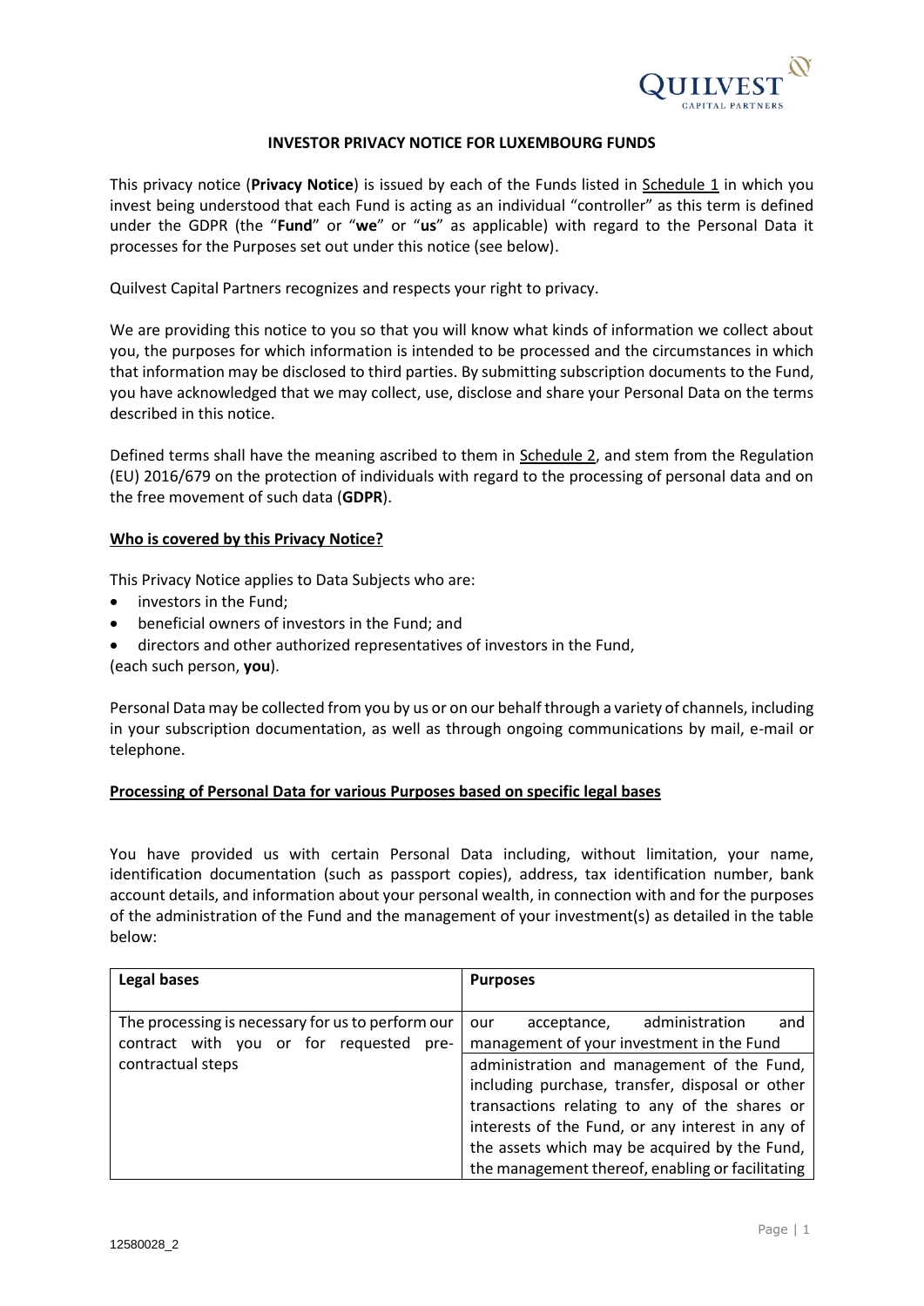# INVESTOR PRIVACY NOTICE FOR LUXEMBOURG FUNDS

This privacy notice (**Privacy Notice**) is issued by each of the Funds listed in Schedule 1 in which you invest being understood that each Fund is acting as an individual "controller" as this term is defined under the GDPR (the "**Fund**" or "**we**" or "**us**" as applicable) with regard to the Personal Data it processes for the Purposes set out under this notice (see below).

Quilvest Capital Partners recognizes and respects your right to privacy.

We are providing this notice to you so that you will know what kinds of information we collect about you, the purposes for which information is intended to be processed and the circumstances in which that information may be disclosed to third parties. By submitting subscription documents to the Fund, you have acknowledged that we may collect, use, disclose and share your Personal Data on the terms described in this notice.

Defined terms shall have the meaning ascribed to them in Schedule 2, and stem from the Regulation (EU) 2016/679 on the protection of individuals with regard to the processing of personal data and on the free movement of such data (**GDPR**).

## Who is covered by this Privacy Notice?

This Privacy Notice applies to Data Subjects who are:

- investors in the Fund;
- beneficial owners of investors in the Fund; and
- directors and other authorized representatives of investors in the Fund,

(each such person, **you**).

Personal Data may be collected from you by us or on our behalf through a variety of channels, including in your subscription documentation, as well as through ongoing communications by mail, e-mail or telephone.

## Processing of Personal Data for various Purposes based on specific legal bases

You have provided us with certain Personal Data including, without limitation, your name, identification documentation (such as passport copies), address, tax identification number, bank account details, and information about your personal wealth, in connection with and for the purposes of the administration of the Fund and the management of your investment(s) as detailed in the table below:

| **Legal bases** | **Purposes** |
|---|---|
| The processing is necessary for us to perform our contract with you or for requested pre-contractual steps | our acceptance, administration and management of your investment in the Fund |
| | administration and management of the Fund, including purchase, transfer, disposal or other transactions relating to any of the shares or interests of the Fund, or any interest in any of the assets which may be acquired by the Fund, the management thereof, enabling or facilitating |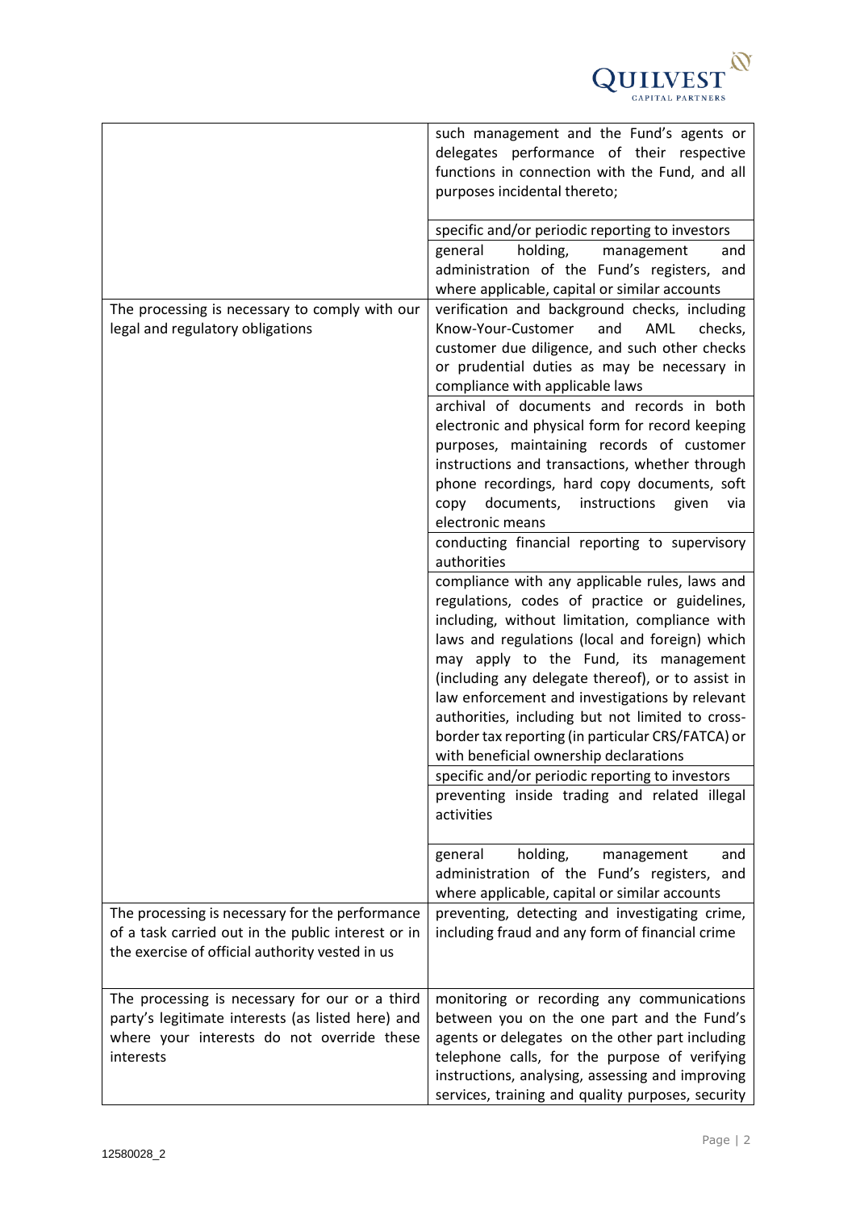| | |
|---|---|
| | such management and the Fund's agents or delegates performance of their respective functions in connection with the Fund, and all purposes incidental thereto; |
| | specific and/or periodic reporting to investors |
| | general holding, management and administration of the Fund's registers, and where applicable, capital or similar accounts |
| The processing is necessary to comply with our legal and regulatory obligations | verification and background checks, including Know-Your-Customer and AML checks, customer due diligence, and such other checks or prudential duties as may be necessary in compliance with applicable laws |
| | archival of documents and records in both electronic and physical form for record keeping purposes, maintaining records of customer instructions and transactions, whether through phone recordings, hard copy documents, soft copy documents, instructions given via electronic means |
| | conducting financial reporting to supervisory authorities |
| | compliance with any applicable rules, laws and regulations, codes of practice or guidelines, including, without limitation, compliance with laws and regulations (local and foreign) which may apply to the Fund, its management (including any delegate thereof), or to assist in law enforcement and investigations by relevant authorities, including but not limited to cross-border tax reporting (in particular CRS/FATCA) or with beneficial ownership declarations |
| | specific and/or periodic reporting to investors |
| | preventing inside trading and related illegal activities |
| | general holding, management and administration of the Fund's registers, and where applicable, capital or similar accounts |
| The processing is necessary for the performance of a task carried out in the public interest or in the exercise of official authority vested in us | preventing, detecting and investigating crime, including fraud and any form of financial crime |
| The processing is necessary for our or a third party's legitimate interests (as listed here) and where your interests do not override these interests | monitoring or recording any communications between you on the one part and the Fund's agents or delegates on the other part including telephone calls, for the purpose of verifying instructions, analysing, assessing and improving services, training and quality purposes, security |

12580028_2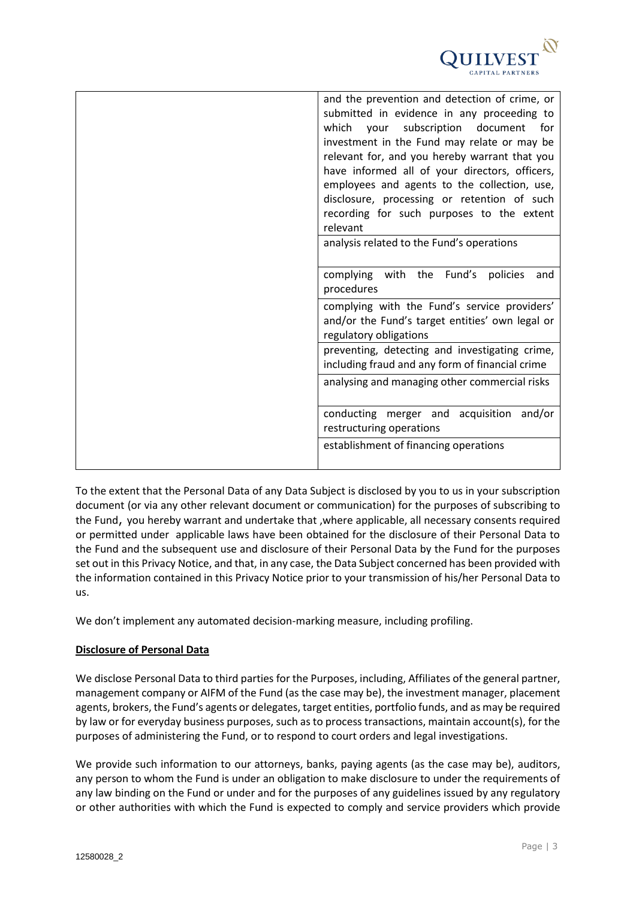| | |
|---|---|
| | and the prevention and detection of crime, or submitted in evidence in any proceeding to which your subscription document for investment in the Fund may relate or may be relevant for, and you hereby warrant that you have informed all of your directors, officers, employees and agents to the collection, use, disclosure, processing or retention of such recording for such purposes to the extent relevant |
| | analysis related to the Fund's operations |
| | complying with the Fund's policies and procedures |
| | complying with the Fund's service providers' and/or the Fund's target entities' own legal or regulatory obligations |
| | preventing, detecting and investigating crime, including fraud and any form of financial crime |
| | analysing and managing other commercial risks |
| | conducting merger and acquisition and/or restructuring operations |
| | establishment of financing operations |

To the extent that the Personal Data of any Data Subject is disclosed by you to us in your subscription document (or via any other relevant document or communication) for the purposes of subscribing to the Fund, you hereby warrant and undertake that ,where applicable, all necessary consents required or permitted under applicable laws have been obtained for the disclosure of their Personal Data to the Fund and the subsequent use and disclosure of their Personal Data by the Fund for the purposes set out in this Privacy Notice, and that, in any case, the Data Subject concerned has been provided with the information contained in this Privacy Notice prior to your transmission of his/her Personal Data to us.

We don't implement any automated decision-marking measure, including profiling.

**Disclosure of Personal Data**

We disclose Personal Data to third parties for the Purposes, including, Affiliates of the general partner, management company or AIFM of the Fund (as the case may be), the investment manager, placement agents, brokers, the Fund's agents or delegates, target entities, portfolio funds, and as may be required by law or for everyday business purposes, such as to process transactions, maintain account(s), for the purposes of administering the Fund, or to respond to court orders and legal investigations.

We provide such information to our attorneys, banks, paying agents (as the case may be), auditors, any person to whom the Fund is under an obligation to make disclosure to under the requirements of any law binding on the Fund or under and for the purposes of any guidelines issued by any regulatory or other authorities with which the Fund is expected to comply and service providers which provide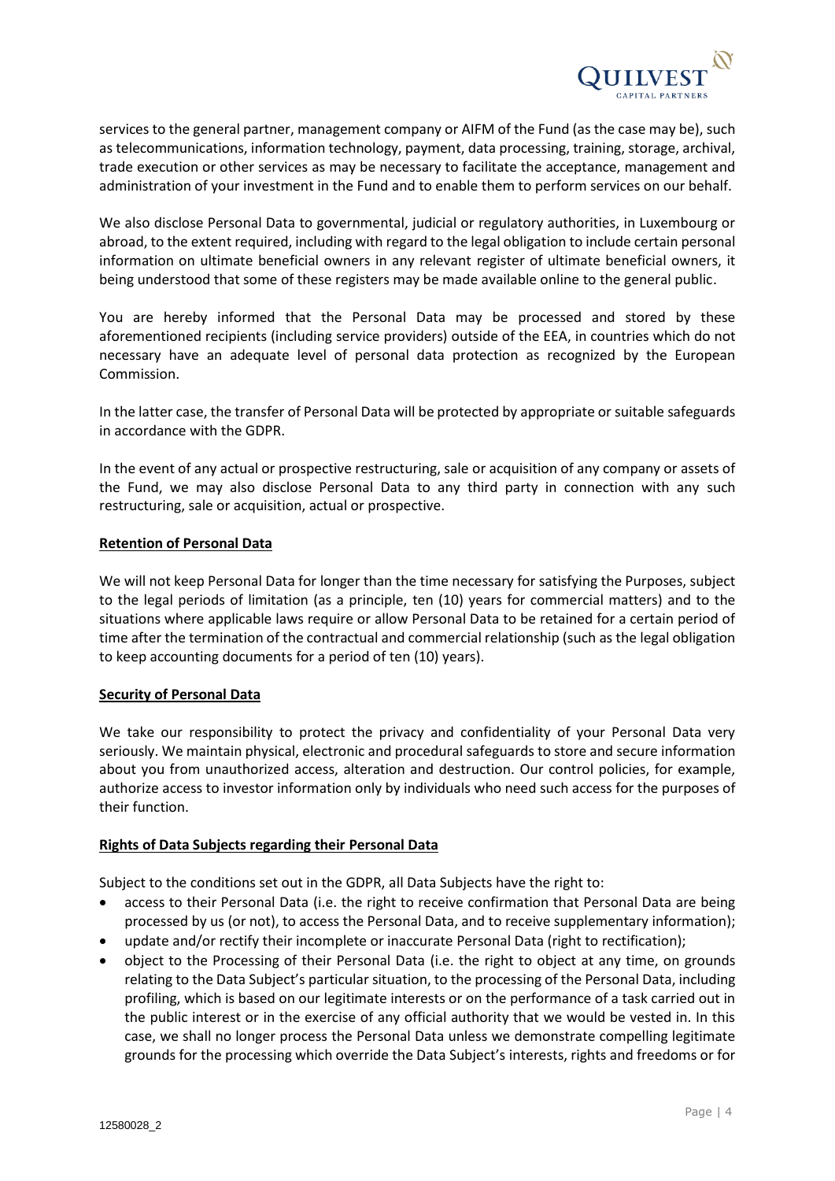services to the general partner, management company or AIFM of the Fund (as the case may be), such as telecommunications, information technology, payment, data processing, training, storage, archival, trade execution or other services as may be necessary to facilitate the acceptance, management and administration of your investment in the Fund and to enable them to perform services on our behalf.

We also disclose Personal Data to governmental, judicial or regulatory authorities, in Luxembourg or abroad, to the extent required, including with regard to the legal obligation to include certain personal information on ultimate beneficial owners in any relevant register of ultimate beneficial owners, it being understood that some of these registers may be made available online to the general public.

You are hereby informed that the Personal Data may be processed and stored by these aforementioned recipients (including service providers) outside of the EEA, in countries which do not necessary have an adequate level of personal data protection as recognized by the European Commission.

In the latter case, the transfer of Personal Data will be protected by appropriate or suitable safeguards in accordance with the GDPR.

In the event of any actual or prospective restructuring, sale or acquisition of any company or assets of the Fund, we may also disclose Personal Data to any third party in connection with any such restructuring, sale or acquisition, actual or prospective.

**Retention of Personal Data**

We will not keep Personal Data for longer than the time necessary for satisfying the Purposes, subject to the legal periods of limitation (as a principle, ten (10) years for commercial matters) and to the situations where applicable laws require or allow Personal Data to be retained for a certain period of time after the termination of the contractual and commercial relationship (such as the legal obligation to keep accounting documents for a period of ten (10) years).

**Security of Personal Data**

We take our responsibility to protect the privacy and confidentiality of your Personal Data very seriously. We maintain physical, electronic and procedural safeguards to store and secure information about you from unauthorized access, alteration and destruction. Our control policies, for example, authorize access to investor information only by individuals who need such access for the purposes of their function.

**Rights of Data Subjects regarding their Personal Data**

Subject to the conditions set out in the GDPR, all Data Subjects have the right to:

- access to their Personal Data (i.e. the right to receive confirmation that Personal Data are being processed by us (or not), to access the Personal Data, and to receive supplementary information);
- update and/or rectify their incomplete or inaccurate Personal Data (right to rectification);
- object to the Processing of their Personal Data (i.e. the right to object at any time, on grounds relating to the Data Subject's particular situation, to the processing of the Personal Data, including profiling, which is based on our legitimate interests or on the performance of a task carried out in the public interest or in the exercise of any official authority that we would be vested in. In this case, we shall no longer process the Personal Data unless we demonstrate compelling legitimate grounds for the processing which override the Data Subject's interests, rights and freedoms or for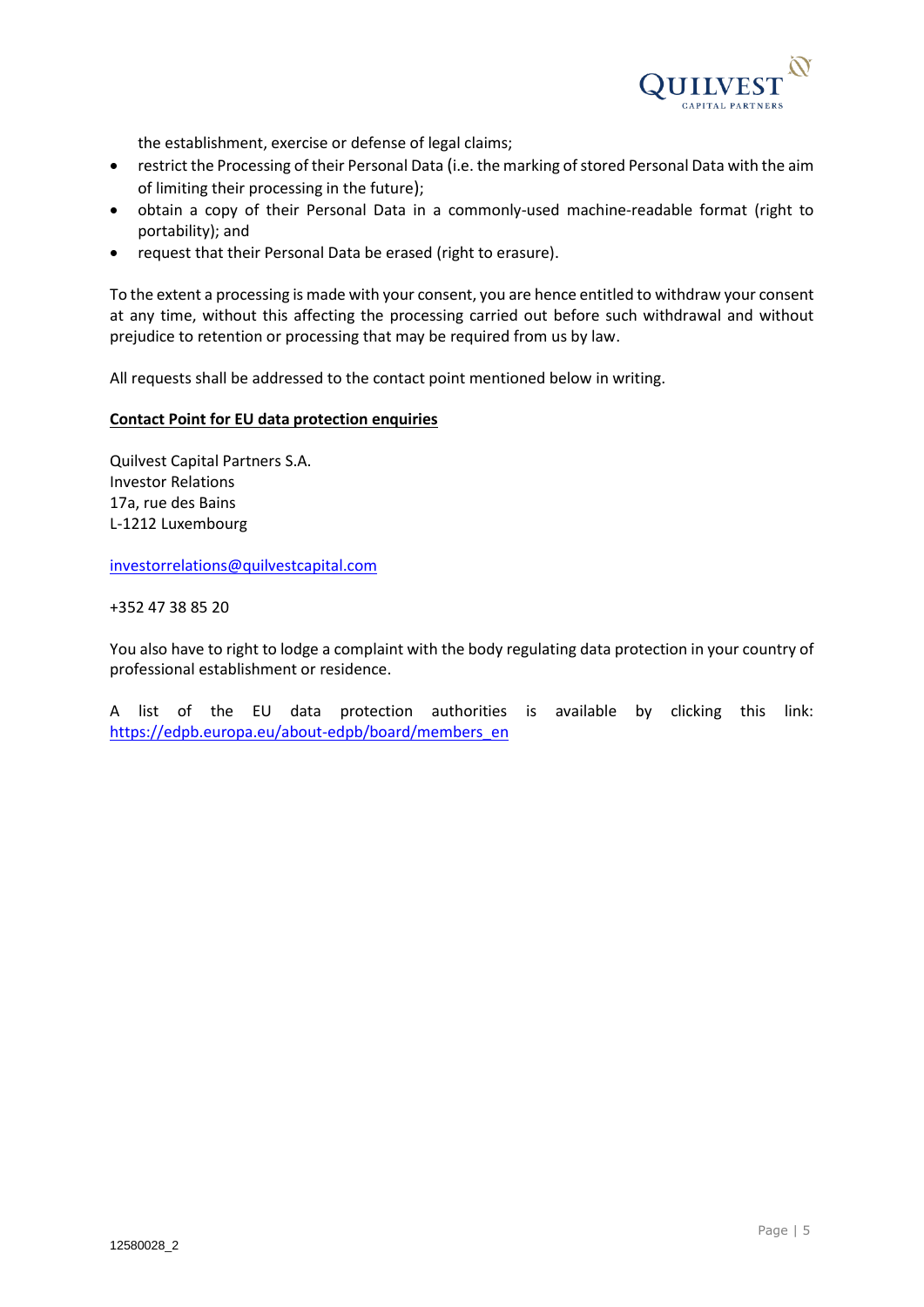the establishment, exercise or defense of legal claims;

- restrict the Processing of their Personal Data (i.e. the marking of stored Personal Data with the aim of limiting their processing in the future);
- obtain a copy of their Personal Data in a commonly-used machine-readable format (right to portability); and
- request that their Personal Data be erased (right to erasure).

To the extent a processing is made with your consent, you are hence entitled to withdraw your consent at any time, without this affecting the processing carried out before such withdrawal and without prejudice to retention or processing that may be required from us by law.

All requests shall be addressed to the contact point mentioned below in writing.

**Contact Point for EU data protection enquiries**

Quilvest Capital Partners S.A.
Investor Relations
17a, rue des Bains
L-1212 Luxembourg

investorrelations@quilvestcapital.com

+352 47 38 85 20

You also have to right to lodge a complaint with the body regulating data protection in your country of professional establishment or residence.

A list of the EU data protection authorities is available by clicking this link: https://edpb.europa.eu/about-edpb/board/members_en

12580028_2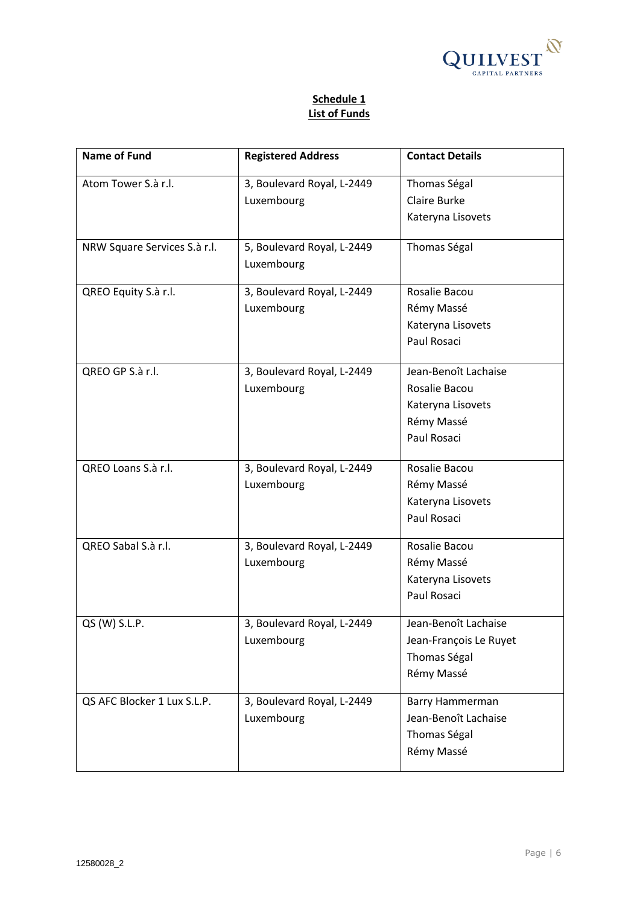**Schedule 1**
**List of Funds**

| Name of Fund | Registered Address | Contact Details |
|---|---|---|
| Atom Tower S.à r.l. | 3, Boulevard Royal, L-2449 Luxembourg | Thomas Ségal<br>Claire Burke<br>Kateryna Lisovets |
| NRW Square Services S.à r.l. | 5, Boulevard Royal, L-2449 Luxembourg | Thomas Ségal |
| QREO Equity S.à r.l. | 3, Boulevard Royal, L-2449 Luxembourg | Rosalie Bacou<br>Rémy Massé<br>Kateryna Lisovets<br>Paul Rosaci |
| QREO GP S.à r.l. | 3, Boulevard Royal, L-2449 Luxembourg | Jean-Benoît Lachaise<br>Rosalie Bacou<br>Kateryna Lisovets<br>Rémy Massé<br>Paul Rosaci |
| QREO Loans S.à r.l. | 3, Boulevard Royal, L-2449 Luxembourg | Rosalie Bacou<br>Rémy Massé<br>Kateryna Lisovets<br>Paul Rosaci |
| QREO Sabal S.à r.l. | 3, Boulevard Royal, L-2449 Luxembourg | Rosalie Bacou<br>Rémy Massé<br>Kateryna Lisovets<br>Paul Rosaci |
| QS (W) S.L.P. | 3, Boulevard Royal, L-2449 Luxembourg | Jean-Benoît Lachaise<br>Jean-François Le Ruyet<br>Thomas Ségal<br>Rémy Massé |
| QS AFC Blocker 1 Lux S.L.P. | 3, Boulevard Royal, L-2449 Luxembourg | Barry Hammerman<br>Jean-Benoît Lachaise<br>Thomas Ségal<br>Rémy Massé |

12580028_2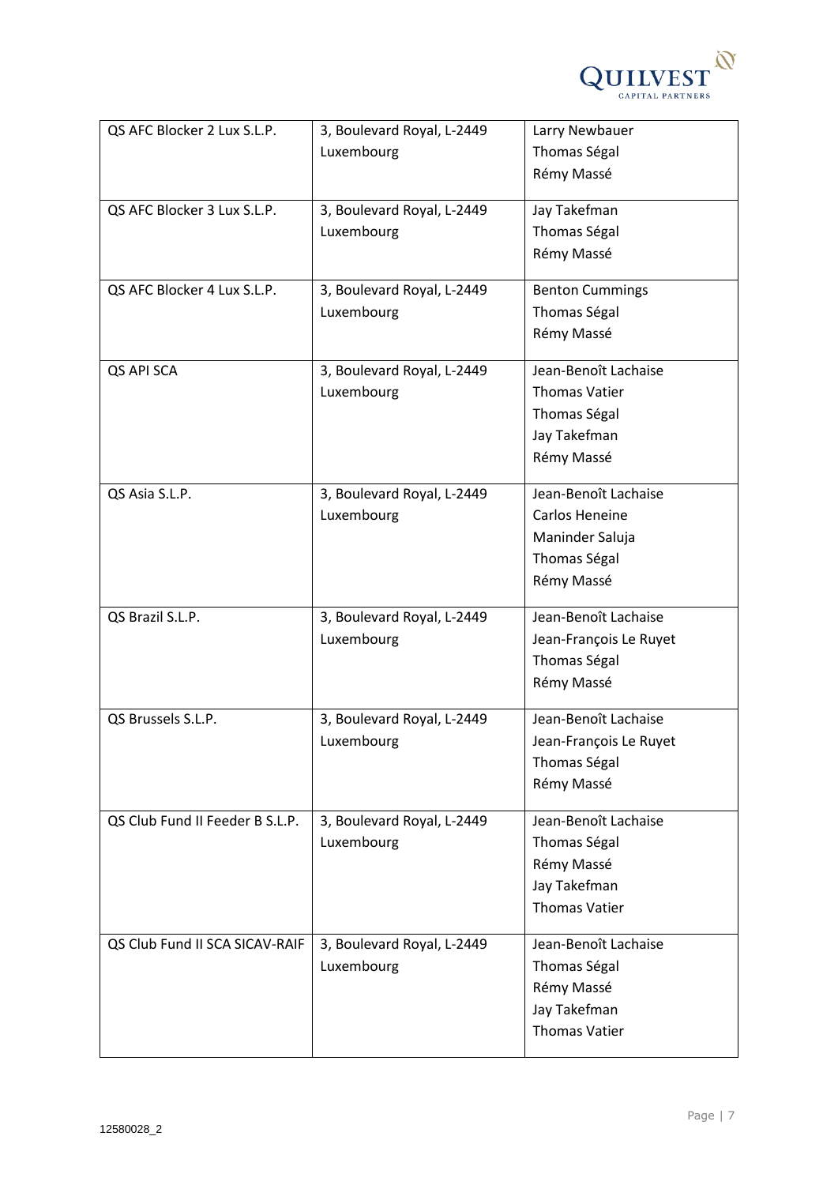| QS AFC Blocker 2 Lux S.L.P. | 3, Boulevard Royal, L-2449 Luxembourg | Larry Newbauer<br>Thomas Ségal<br>Rémy Massé |
|---|---|---|
| QS AFC Blocker 3 Lux S.L.P. | 3, Boulevard Royal, L-2449 Luxembourg | Jay Takefman<br>Thomas Ségal<br>Rémy Massé |
| QS AFC Blocker 4 Lux S.L.P. | 3, Boulevard Royal, L-2449 Luxembourg | Benton Cummings<br>Thomas Ségal<br>Rémy Massé |
| QS API SCA | 3, Boulevard Royal, L-2449 Luxembourg | Jean-Benoît Lachaise<br>Thomas Vatier<br>Thomas Ségal<br>Jay Takefman<br>Rémy Massé |
| QS Asia S.L.P. | 3, Boulevard Royal, L-2449 Luxembourg | Jean-Benoît Lachaise<br>Carlos Heneine<br>Maninder Saluja<br>Thomas Ségal<br>Rémy Massé |
| QS Brazil S.L.P. | 3, Boulevard Royal, L-2449 Luxembourg | Jean-Benoît Lachaise<br>Jean-François Le Ruyet<br>Thomas Ségal<br>Rémy Massé |
| QS Brussels S.L.P. | 3, Boulevard Royal, L-2449 Luxembourg | Jean-Benoît Lachaise<br>Jean-François Le Ruyet<br>Thomas Ségal<br>Rémy Massé |
| QS Club Fund II Feeder B S.L.P. | 3, Boulevard Royal, L-2449 Luxembourg | Jean-Benoît Lachaise<br>Thomas Ségal<br>Rémy Massé<br>Jay Takefman<br>Thomas Vatier |
| QS Club Fund II SCA SICAV-RAIF | 3, Boulevard Royal, L-2449 Luxembourg | Jean-Benoît Lachaise<br>Thomas Ségal<br>Rémy Massé<br>Jay Takefman<br>Thomas Vatier |

12580028_2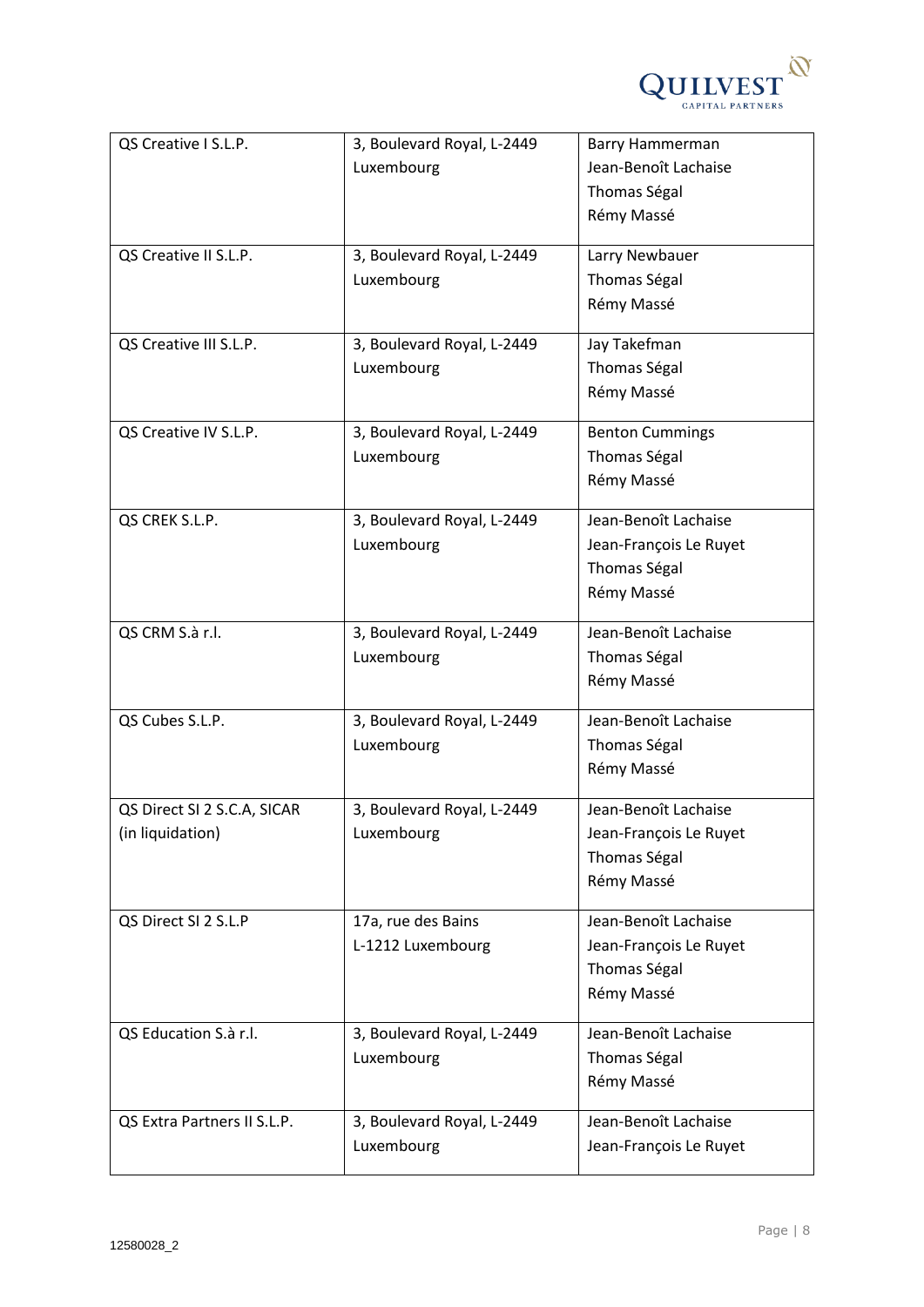| | | |
|---|---|---|
| QS Creative I S.L.P. | 3, Boulevard Royal, L-2449 Luxembourg | Barry Hammerman<br>Jean-Benoît Lachaise<br>Thomas Ségal<br>Rémy Massé |
| QS Creative II S.L.P. | 3, Boulevard Royal, L-2449 Luxembourg | Larry Newbauer<br>Thomas Ségal<br>Rémy Massé |
| QS Creative III S.L.P. | 3, Boulevard Royal, L-2449 Luxembourg | Jay Takefman<br>Thomas Ségal<br>Rémy Massé |
| QS Creative IV S.L.P. | 3, Boulevard Royal, L-2449 Luxembourg | Benton Cummings<br>Thomas Ségal<br>Rémy Massé |
| QS CREK S.L.P. | 3, Boulevard Royal, L-2449 Luxembourg | Jean-Benoît Lachaise<br>Jean-François Le Ruyet<br>Thomas Ségal<br>Rémy Massé |
| QS CRM S.à r.l. | 3, Boulevard Royal, L-2449 Luxembourg | Jean-Benoît Lachaise<br>Thomas Ségal<br>Rémy Massé |
| QS Cubes S.L.P. | 3, Boulevard Royal, L-2449 Luxembourg | Jean-Benoît Lachaise<br>Thomas Ségal<br>Rémy Massé |
| QS Direct SI 2 S.C.A, SICAR (in liquidation) | 3, Boulevard Royal, L-2449 Luxembourg | Jean-Benoît Lachaise<br>Jean-François Le Ruyet<br>Thomas Ségal<br>Rémy Massé |
| QS Direct SI 2 S.L.P | 17a, rue des Bains L-1212 Luxembourg | Jean-Benoît Lachaise<br>Jean-François Le Ruyet<br>Thomas Ségal<br>Rémy Massé |
| QS Education S.à r.l. | 3, Boulevard Royal, L-2449 Luxembourg | Jean-Benoît Lachaise<br>Thomas Ségal<br>Rémy Massé |
| QS Extra Partners II S.L.P. | 3, Boulevard Royal, L-2449 Luxembourg | Jean-Benoît Lachaise<br>Jean-François Le Ruyet |

12580028_2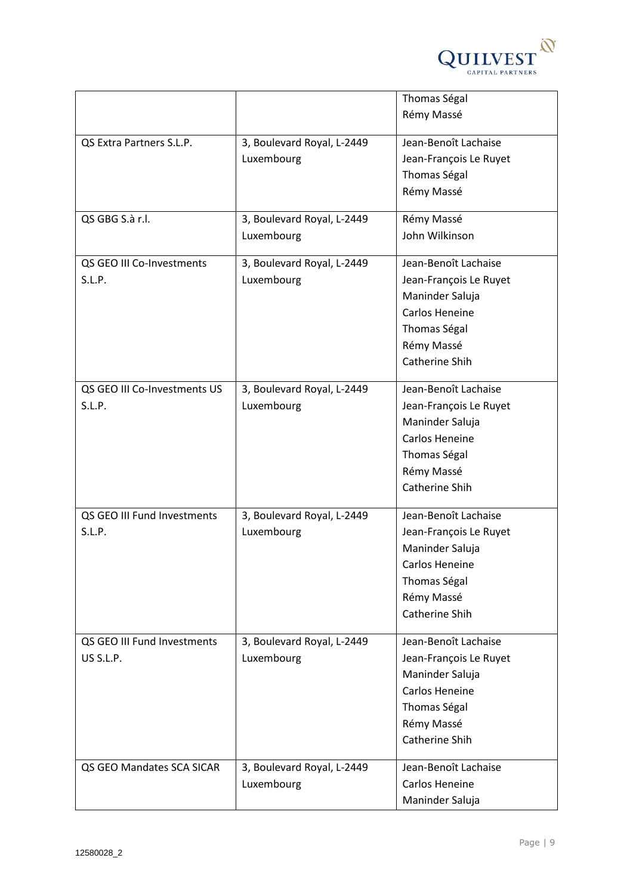| | | |
|---|---|---|
| | | Thomas Ségal<br>Rémy Massé |
| QS Extra Partners S.L.P. | 3, Boulevard Royal, L-2449 Luxembourg | Jean-Benoît Lachaise<br>Jean-François Le Ruyet<br>Thomas Ségal<br>Rémy Massé |
| QS GBG S.à r.l. | 3, Boulevard Royal, L-2449 Luxembourg | Rémy Massé<br>John Wilkinson |
| QS GEO III Co-Investments S.L.P. | 3, Boulevard Royal, L-2449 Luxembourg | Jean-Benoît Lachaise<br>Jean-François Le Ruyet<br>Maninder Saluja<br>Carlos Heneine<br>Thomas Ségal<br>Rémy Massé<br>Catherine Shih |
| QS GEO III Co-Investments US S.L.P. | 3, Boulevard Royal, L-2449 Luxembourg | Jean-Benoît Lachaise<br>Jean-François Le Ruyet<br>Maninder Saluja<br>Carlos Heneine<br>Thomas Ségal<br>Rémy Massé<br>Catherine Shih |
| QS GEO III Fund Investments S.L.P. | 3, Boulevard Royal, L-2449 Luxembourg | Jean-Benoît Lachaise<br>Jean-François Le Ruyet<br>Maninder Saluja<br>Carlos Heneine<br>Thomas Ségal<br>Rémy Massé<br>Catherine Shih |
| QS GEO III Fund Investments US S.L.P. | 3, Boulevard Royal, L-2449 Luxembourg | Jean-Benoît Lachaise<br>Jean-François Le Ruyet<br>Maninder Saluja<br>Carlos Heneine<br>Thomas Ségal<br>Rémy Massé<br>Catherine Shih |
| QS GEO Mandates SCA SICAR | 3, Boulevard Royal, L-2449 Luxembourg | Jean-Benoît Lachaise<br>Carlos Heneine<br>Maninder Saluja |

12580028_2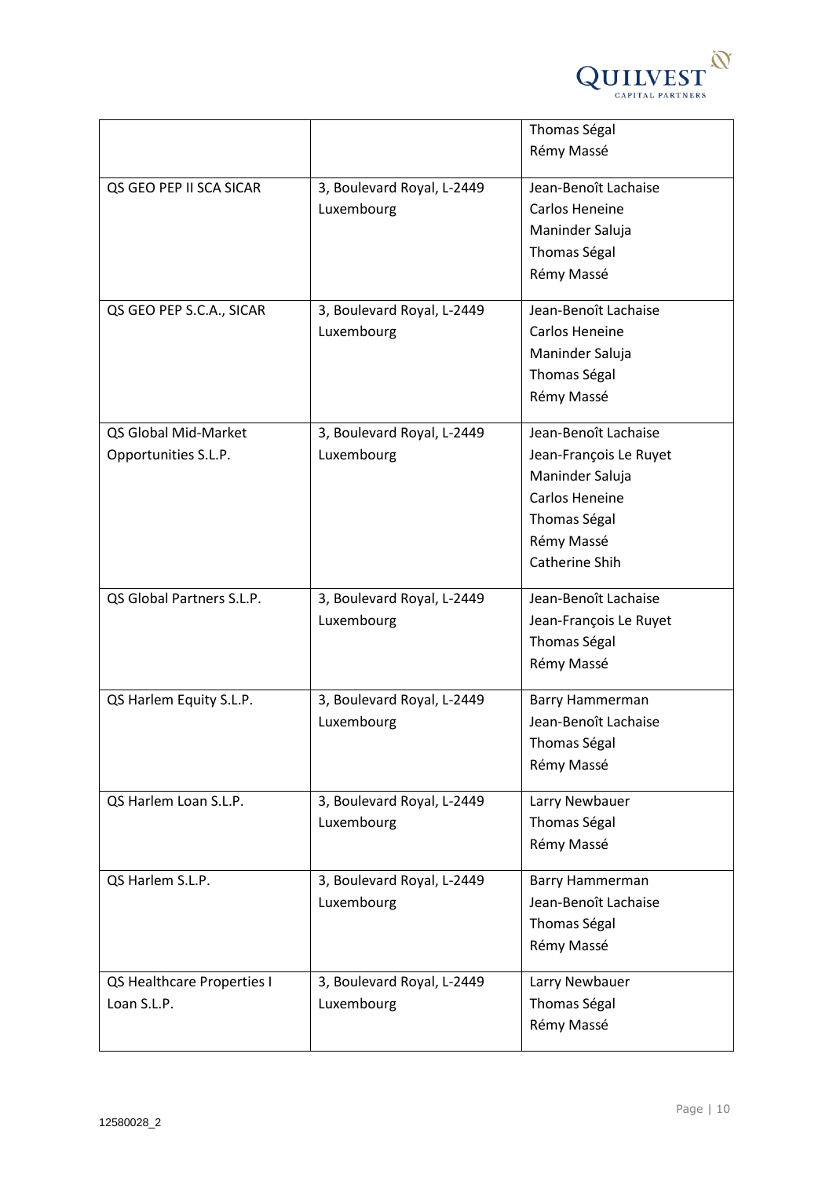|  |  |  |
|---|---|---|
|  |  | Thomas Ségal<br>Rémy Massé |
| QS GEO PEP II SCA SICAR | 3, Boulevard Royal, L-2449 Luxembourg | Jean-Benoît Lachaise<br>Carlos Heneine<br>Maninder Saluja<br>Thomas Ségal<br>Rémy Massé |
| QS GEO PEP S.C.A., SICAR | 3, Boulevard Royal, L-2449 Luxembourg | Jean-Benoît Lachaise<br>Carlos Heneine<br>Maninder Saluja<br>Thomas Ségal<br>Rémy Massé |
| QS Global Mid-Market Opportunities S.L.P. | 3, Boulevard Royal, L-2449 Luxembourg | Jean-Benoît Lachaise<br>Jean-François Le Ruyet<br>Maninder Saluja<br>Carlos Heneine<br>Thomas Ségal<br>Rémy Massé<br>Catherine Shih |
| QS Global Partners S.L.P. | 3, Boulevard Royal, L-2449 Luxembourg | Jean-Benoît Lachaise<br>Jean-François Le Ruyet<br>Thomas Ségal<br>Rémy Massé |
| QS Harlem Equity S.L.P. | 3, Boulevard Royal, L-2449 Luxembourg | Barry Hammerman<br>Jean-Benoît Lachaise<br>Thomas Ségal<br>Rémy Massé |
| QS Harlem Loan S.L.P. | 3, Boulevard Royal, L-2449 Luxembourg | Larry Newbauer<br>Thomas Ségal<br>Rémy Massé |
| QS Harlem S.L.P. | 3, Boulevard Royal, L-2449 Luxembourg | Barry Hammerman<br>Jean-Benoît Lachaise<br>Thomas Ségal<br>Rémy Massé |
| QS Healthcare Properties I Loan S.L.P. | 3, Boulevard Royal, L-2449 Luxembourg | Larry Newbauer<br>Thomas Ségal<br>Rémy Massé |

12580028_2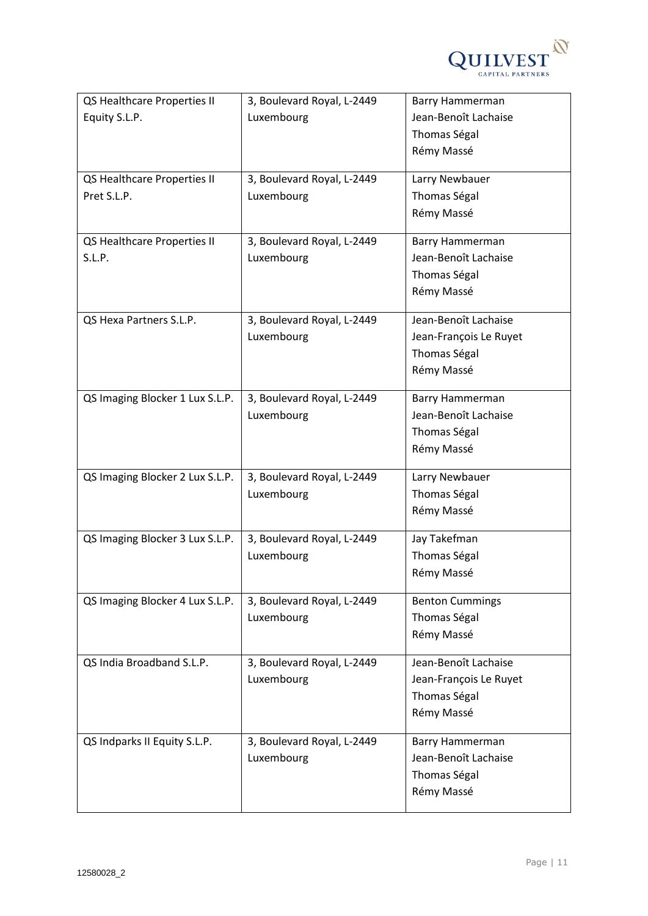| QS Healthcare Properties II Equity S.L.P. | 3, Boulevard Royal, L-2449 Luxembourg | Barry Hammerman<br>Jean-Benoît Lachaise<br>Thomas Ségal<br>Rémy Massé |
|---|---|---|
| QS Healthcare Properties II Pret S.L.P. | 3, Boulevard Royal, L-2449 Luxembourg | Larry Newbauer<br>Thomas Ségal<br>Rémy Massé |
| QS Healthcare Properties II S.L.P. | 3, Boulevard Royal, L-2449 Luxembourg | Barry Hammerman<br>Jean-Benoît Lachaise<br>Thomas Ségal<br>Rémy Massé |
| QS Hexa Partners S.L.P. | 3, Boulevard Royal, L-2449 Luxembourg | Jean-Benoît Lachaise<br>Jean-François Le Ruyet<br>Thomas Ségal<br>Rémy Massé |
| QS Imaging Blocker 1 Lux S.L.P. | 3, Boulevard Royal, L-2449 Luxembourg | Barry Hammerman<br>Jean-Benoît Lachaise<br>Thomas Ségal<br>Rémy Massé |
| QS Imaging Blocker 2 Lux S.L.P. | 3, Boulevard Royal, L-2449 Luxembourg | Larry Newbauer<br>Thomas Ségal<br>Rémy Massé |
| QS Imaging Blocker 3 Lux S.L.P. | 3, Boulevard Royal, L-2449 Luxembourg | Jay Takefman<br>Thomas Ségal<br>Rémy Massé |
| QS Imaging Blocker 4 Lux S.L.P. | 3, Boulevard Royal, L-2449 Luxembourg | Benton Cummings<br>Thomas Ségal<br>Rémy Massé |
| QS India Broadband S.L.P. | 3, Boulevard Royal, L-2449 Luxembourg | Jean-Benoît Lachaise<br>Jean-François Le Ruyet<br>Thomas Ségal<br>Rémy Massé |
| QS Indparks II Equity S.L.P. | 3, Boulevard Royal, L-2449 Luxembourg | Barry Hammerman<br>Jean-Benoît Lachaise<br>Thomas Ségal<br>Rémy Massé |

12580028_2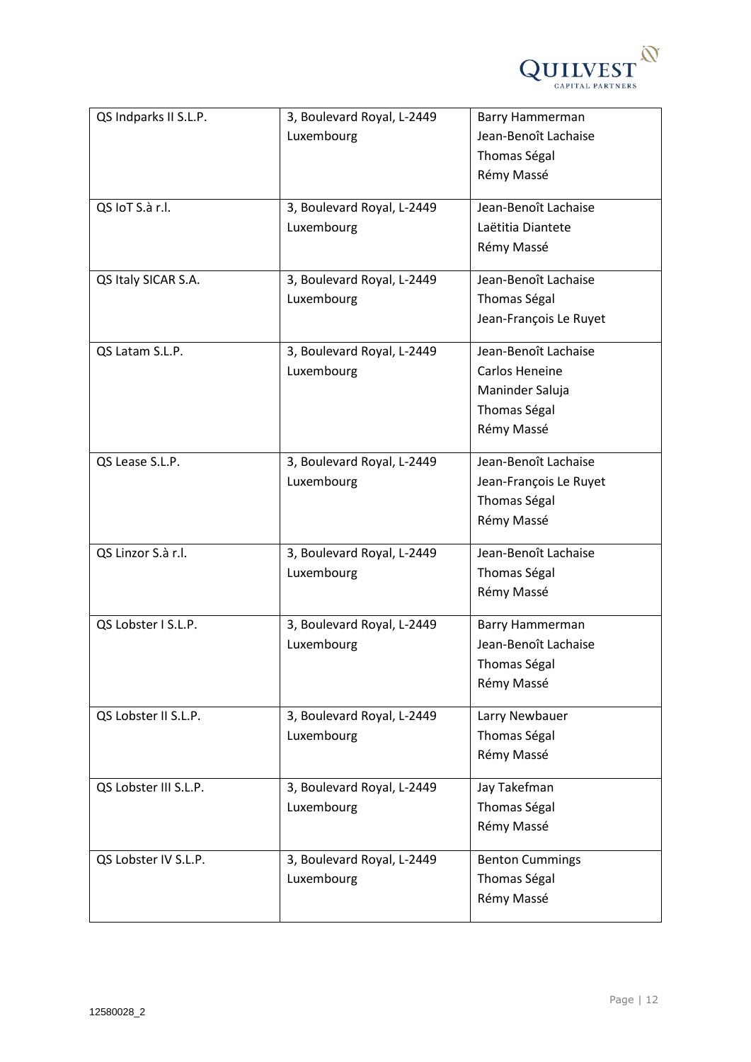| | | |
|---|---|---|
| QS Indparks II S.L.P. | 3, Boulevard Royal, L-2449 Luxembourg | Barry Hammerman<br>Jean-Benoît Lachaise<br>Thomas Ségal<br>Rémy Massé |
| QS IoT S.à r.l. | 3, Boulevard Royal, L-2449 Luxembourg | Jean-Benoît Lachaise<br>Laëtitia Diantete<br>Rémy Massé |
| QS Italy SICAR S.A. | 3, Boulevard Royal, L-2449 Luxembourg | Jean-Benoît Lachaise<br>Thomas Ségal<br>Jean-François Le Ruyet |
| QS Latam S.L.P. | 3, Boulevard Royal, L-2449 Luxembourg | Jean-Benoît Lachaise<br>Carlos Heneine<br>Maninder Saluja<br>Thomas Ségal<br>Rémy Massé |
| QS Lease S.L.P. | 3, Boulevard Royal, L-2449 Luxembourg | Jean-Benoît Lachaise<br>Jean-François Le Ruyet<br>Thomas Ségal<br>Rémy Massé |
| QS Linzor S.à r.l. | 3, Boulevard Royal, L-2449 Luxembourg | Jean-Benoît Lachaise<br>Thomas Ségal<br>Rémy Massé |
| QS Lobster I S.L.P. | 3, Boulevard Royal, L-2449 Luxembourg | Barry Hammerman<br>Jean-Benoît Lachaise<br>Thomas Ségal<br>Rémy Massé |
| QS Lobster II S.L.P. | 3, Boulevard Royal, L-2449 Luxembourg | Larry Newbauer<br>Thomas Ségal<br>Rémy Massé |
| QS Lobster III S.L.P. | 3, Boulevard Royal, L-2449 Luxembourg | Jay Takefman<br>Thomas Ségal<br>Rémy Massé |
| QS Lobster IV S.L.P. | 3, Boulevard Royal, L-2449 Luxembourg | Benton Cummings<br>Thomas Ségal<br>Rémy Massé |

12580028_2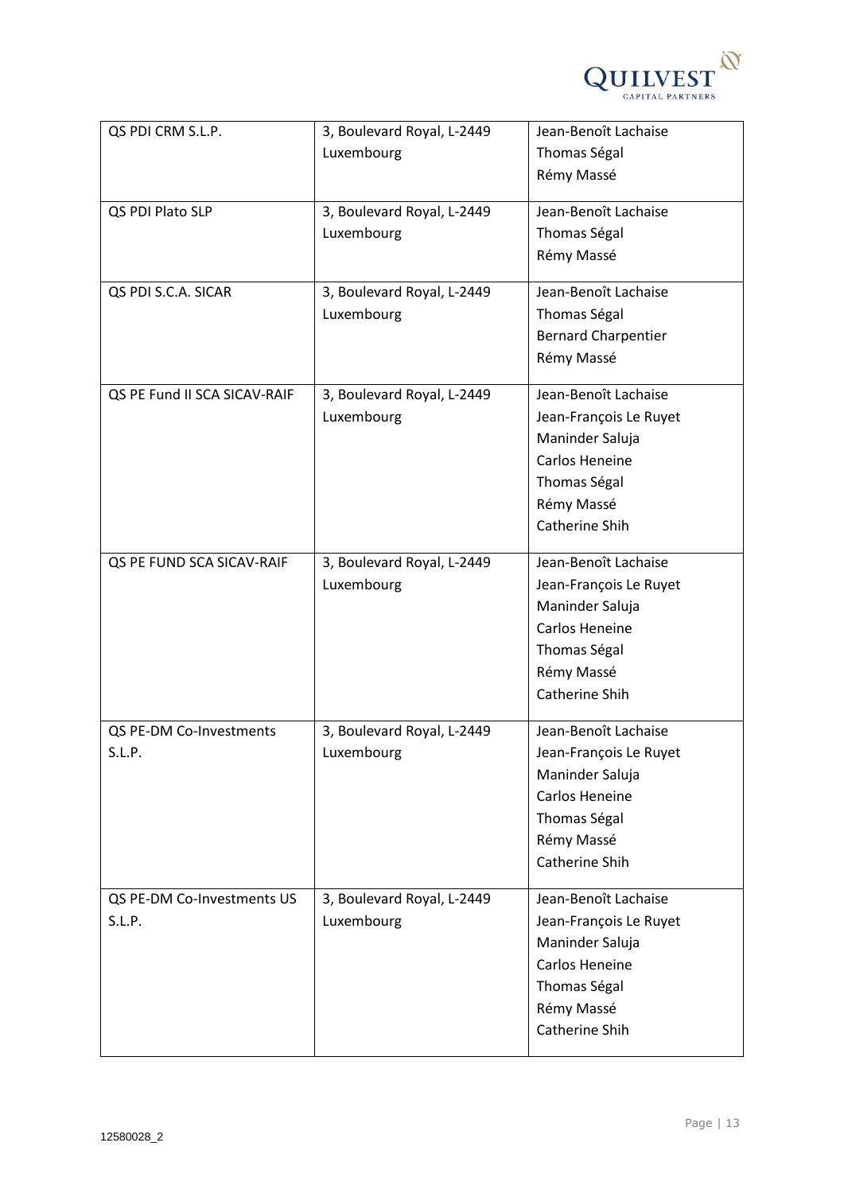| | | |
|---|---|---|
| QS PDI CRM S.L.P. | 3, Boulevard Royal, L-2449 Luxembourg | Jean-Benoît Lachaise<br>Thomas Ségal<br>Rémy Massé |
| QS PDI Plato SLP | 3, Boulevard Royal, L-2449 Luxembourg | Jean-Benoît Lachaise<br>Thomas Ségal<br>Rémy Massé |
| QS PDI S.C.A. SICAR | 3, Boulevard Royal, L-2449 Luxembourg | Jean-Benoît Lachaise<br>Thomas Ségal<br>Bernard Charpentier<br>Rémy Massé |
| QS PE Fund II SCA SICAV-RAIF | 3, Boulevard Royal, L-2449 Luxembourg | Jean-Benoît Lachaise<br>Jean-François Le Ruyet<br>Maninder Saluja<br>Carlos Heneine<br>Thomas Ségal<br>Rémy Massé<br>Catherine Shih |
| QS PE FUND SCA SICAV-RAIF | 3, Boulevard Royal, L-2449 Luxembourg | Jean-Benoît Lachaise<br>Jean-François Le Ruyet<br>Maninder Saluja<br>Carlos Heneine<br>Thomas Ségal<br>Rémy Massé<br>Catherine Shih |
| QS PE-DM Co-Investments S.L.P. | 3, Boulevard Royal, L-2449 Luxembourg | Jean-Benoît Lachaise<br>Jean-François Le Ruyet<br>Maninder Saluja<br>Carlos Heneine<br>Thomas Ségal<br>Rémy Massé<br>Catherine Shih |
| QS PE-DM Co-Investments US S.L.P. | 3, Boulevard Royal, L-2449 Luxembourg | Jean-Benoît Lachaise<br>Jean-François Le Ruyet<br>Maninder Saluja<br>Carlos Heneine<br>Thomas Ségal<br>Rémy Massé<br>Catherine Shih |

12580028_2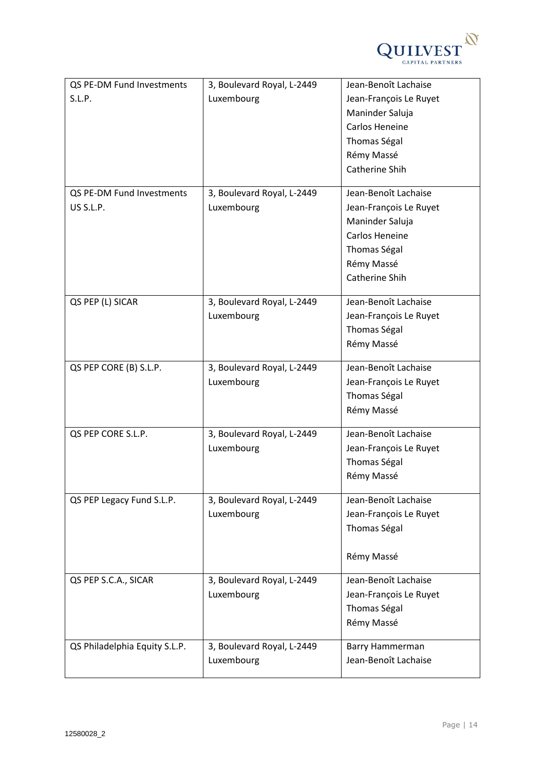| QS PE-DM Fund Investments S.L.P. | 3, Boulevard Royal, L-2449 Luxembourg | Jean-Benoît Lachaise<br>Jean-François Le Ruyet<br>Maninder Saluja<br>Carlos Heneine<br>Thomas Ségal<br>Rémy Massé<br>Catherine Shih |
|---|---|---|
| QS PE-DM Fund Investments US S.L.P. | 3, Boulevard Royal, L-2449 Luxembourg | Jean-Benoît Lachaise<br>Jean-François Le Ruyet<br>Maninder Saluja<br>Carlos Heneine<br>Thomas Ségal<br>Rémy Massé<br>Catherine Shih |
| QS PEP (L) SICAR | 3, Boulevard Royal, L-2449 Luxembourg | Jean-Benoît Lachaise<br>Jean-François Le Ruyet<br>Thomas Ségal<br>Rémy Massé |
| QS PEP CORE (B) S.L.P. | 3, Boulevard Royal, L-2449 Luxembourg | Jean-Benoît Lachaise<br>Jean-François Le Ruyet<br>Thomas Ségal<br>Rémy Massé |
| QS PEP CORE S.L.P. | 3, Boulevard Royal, L-2449 Luxembourg | Jean-Benoît Lachaise<br>Jean-François Le Ruyet<br>Thomas Ségal<br>Rémy Massé |
| QS PEP Legacy Fund S.L.P. | 3, Boulevard Royal, L-2449 Luxembourg | Jean-Benoît Lachaise<br>Jean-François Le Ruyet<br>Thomas Ségal<br>Rémy Massé |
| QS PEP S.C.A., SICAR | 3, Boulevard Royal, L-2449 Luxembourg | Jean-Benoît Lachaise<br>Jean-François Le Ruyet<br>Thomas Ségal<br>Rémy Massé |
| QS Philadelphia Equity S.L.P. | 3, Boulevard Royal, L-2449 Luxembourg | Barry Hammerman<br>Jean-Benoît Lachaise |

12580028_2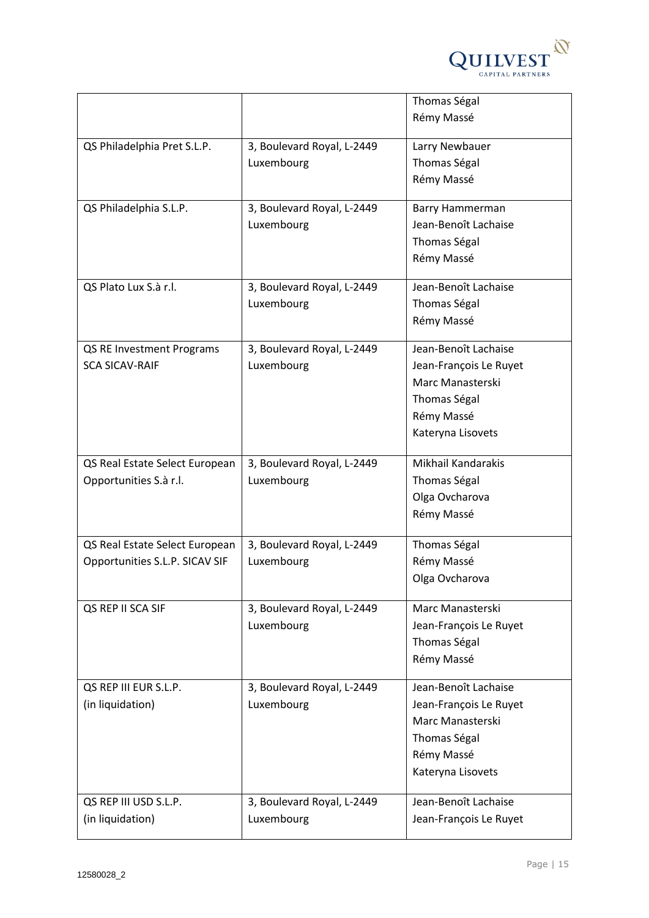| | | |
|---|---|---|
| | | Thomas Ségal<br>Rémy Massé |
| QS Philadelphia Pret S.L.P. | 3, Boulevard Royal, L-2449 Luxembourg | Larry Newbauer<br>Thomas Ségal<br>Rémy Massé |
| QS Philadelphia S.L.P. | 3, Boulevard Royal, L-2449 Luxembourg | Barry Hammerman<br>Jean-Benoît Lachaise<br>Thomas Ségal<br>Rémy Massé |
| QS Plato Lux S.à r.l. | 3, Boulevard Royal, L-2449 Luxembourg | Jean-Benoît Lachaise<br>Thomas Ségal<br>Rémy Massé |
| QS RE Investment Programs SCA SICAV-RAIF | 3, Boulevard Royal, L-2449 Luxembourg | Jean-Benoît Lachaise<br>Jean-François Le Ruyet<br>Marc Manasterski<br>Thomas Ségal<br>Rémy Massé<br>Kateryna Lisovets |
| QS Real Estate Select European Opportunities S.à r.l. | 3, Boulevard Royal, L-2449 Luxembourg | Mikhail Kandarakis<br>Thomas Ségal<br>Olga Ovcharova<br>Rémy Massé |
| QS Real Estate Select European Opportunities S.L.P. SICAV SIF | 3, Boulevard Royal, L-2449 Luxembourg | Thomas Ségal<br>Rémy Massé<br>Olga Ovcharova |
| QS REP II SCA SIF | 3, Boulevard Royal, L-2449 Luxembourg | Marc Manasterski<br>Jean-François Le Ruyet<br>Thomas Ségal<br>Rémy Massé |
| QS REP III EUR S.L.P. (in liquidation) | 3, Boulevard Royal, L-2449 Luxembourg | Jean-Benoît Lachaise<br>Jean-François Le Ruyet<br>Marc Manasterski<br>Thomas Ségal<br>Rémy Massé<br>Kateryna Lisovets |
| QS REP III USD S.L.P. (in liquidation) | 3, Boulevard Royal, L-2449 Luxembourg | Jean-Benoît Lachaise<br>Jean-François Le Ruyet |

12580028_2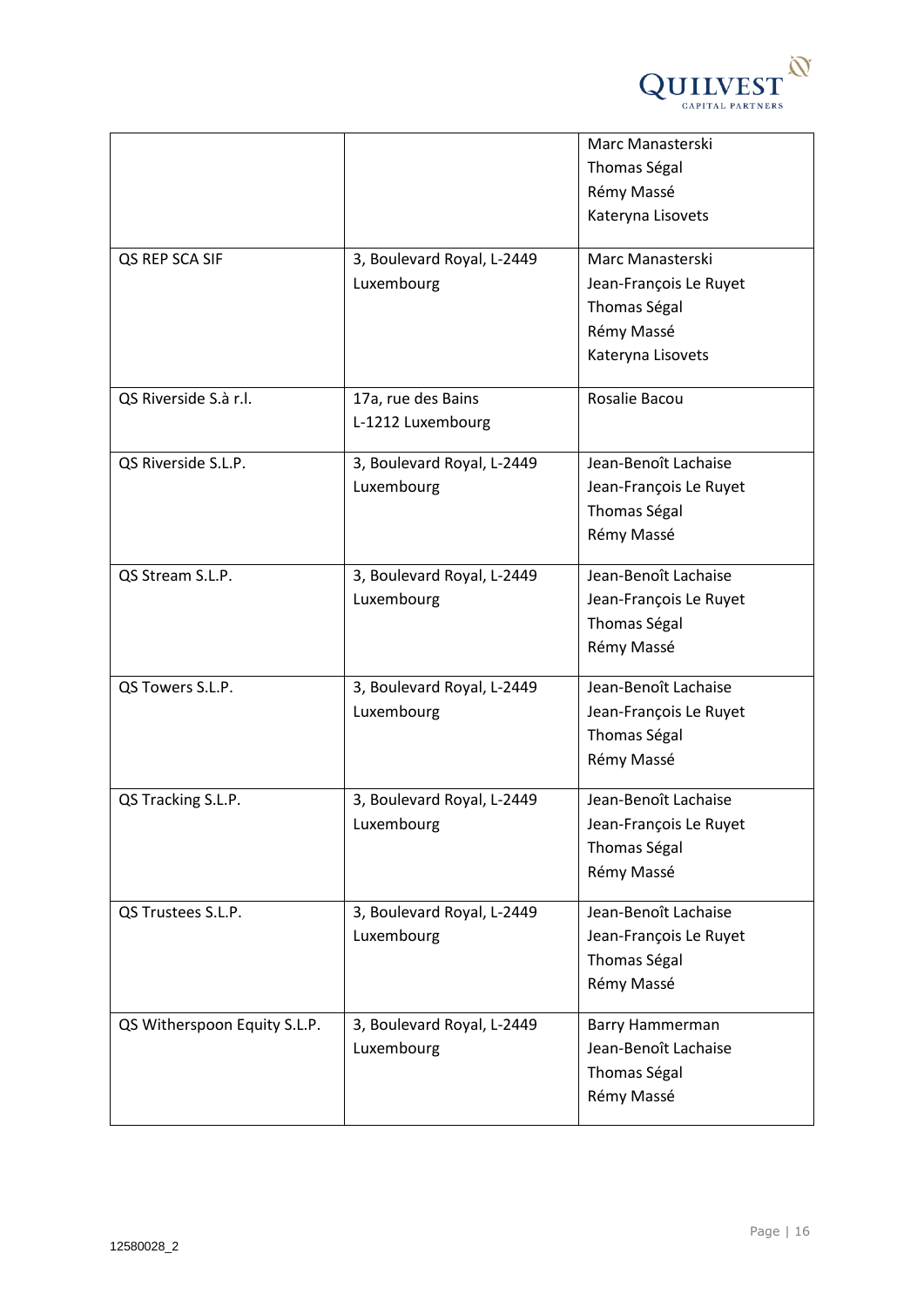| | | |
|---|---|---|
| | | Marc Manasterski<br>Thomas Ségal<br>Rémy Massé<br>Kateryna Lisovets |
| QS REP SCA SIF | 3, Boulevard Royal, L-2449 Luxembourg | Marc Manasterski<br>Jean-François Le Ruyet<br>Thomas Ségal<br>Rémy Massé<br>Kateryna Lisovets |
| QS Riverside S.à r.l. | 17a, rue des Bains<br>L-1212 Luxembourg | Rosalie Bacou |
| QS Riverside S.L.P. | 3, Boulevard Royal, L-2449 Luxembourg | Jean-Benoît Lachaise<br>Jean-François Le Ruyet<br>Thomas Ségal<br>Rémy Massé |
| QS Stream S.L.P. | 3, Boulevard Royal, L-2449 Luxembourg | Jean-Benoît Lachaise<br>Jean-François Le Ruyet<br>Thomas Ségal<br>Rémy Massé |
| QS Towers S.L.P. | 3, Boulevard Royal, L-2449 Luxembourg | Jean-Benoît Lachaise<br>Jean-François Le Ruyet<br>Thomas Ségal<br>Rémy Massé |
| QS Tracking S.L.P. | 3, Boulevard Royal, L-2449 Luxembourg | Jean-Benoît Lachaise<br>Jean-François Le Ruyet<br>Thomas Ségal<br>Rémy Massé |
| QS Trustees S.L.P. | 3, Boulevard Royal, L-2449 Luxembourg | Jean-Benoît Lachaise<br>Jean-François Le Ruyet<br>Thomas Ségal<br>Rémy Massé |
| QS Witherspoon Equity S.L.P. | 3, Boulevard Royal, L-2449 Luxembourg | Barry Hammerman<br>Jean-Benoît Lachaise<br>Thomas Ségal<br>Rémy Massé |

12580028_2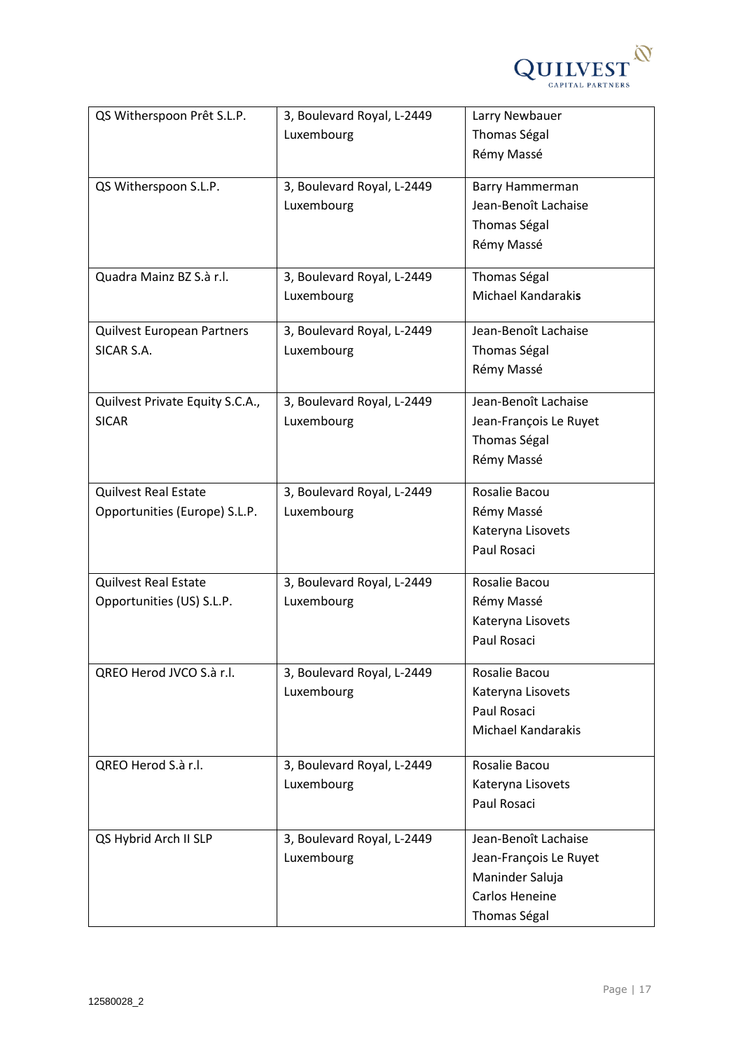| QS Witherspoon Prêt S.L.P. | 3, Boulevard Royal, L-2449 Luxembourg | Larry Newbauer<br>Thomas Ségal<br>Rémy Massé |
|---|---|---|
| QS Witherspoon S.L.P. | 3, Boulevard Royal, L-2449 Luxembourg | Barry Hammerman<br>Jean-Benoît Lachaise<br>Thomas Ségal<br>Rémy Massé |
| Quadra Mainz BZ S.à r.l. | 3, Boulevard Royal, L-2449 Luxembourg | Thomas Ségal<br>Michael Kandarakis |
| Quilvest European Partners SICAR S.A. | 3, Boulevard Royal, L-2449 Luxembourg | Jean-Benoît Lachaise<br>Thomas Ségal<br>Rémy Massé |
| Quilvest Private Equity S.C.A., SICAR | 3, Boulevard Royal, L-2449 Luxembourg | Jean-Benoît Lachaise<br>Jean-François Le Ruyet<br>Thomas Ségal<br>Rémy Massé |
| Quilvest Real Estate Opportunities (Europe) S.L.P. | 3, Boulevard Royal, L-2449 Luxembourg | Rosalie Bacou<br>Rémy Massé<br>Kateryna Lisovets<br>Paul Rosaci |
| Quilvest Real Estate Opportunities (US) S.L.P. | 3, Boulevard Royal, L-2449 Luxembourg | Rosalie Bacou<br>Rémy Massé<br>Kateryna Lisovets<br>Paul Rosaci |
| QREO Herod JVCO S.à r.l. | 3, Boulevard Royal, L-2449 Luxembourg | Rosalie Bacou<br>Kateryna Lisovets<br>Paul Rosaci<br>Michael Kandarakis |
| QREO Herod S.à r.l. | 3, Boulevard Royal, L-2449 Luxembourg | Rosalie Bacou<br>Kateryna Lisovets<br>Paul Rosaci |
| QS Hybrid Arch II SLP | 3, Boulevard Royal, L-2449 Luxembourg | Jean-Benoît Lachaise<br>Jean-François Le Ruyet<br>Maninder Saluja<br>Carlos Heneine<br>Thomas Ségal |

12580028_2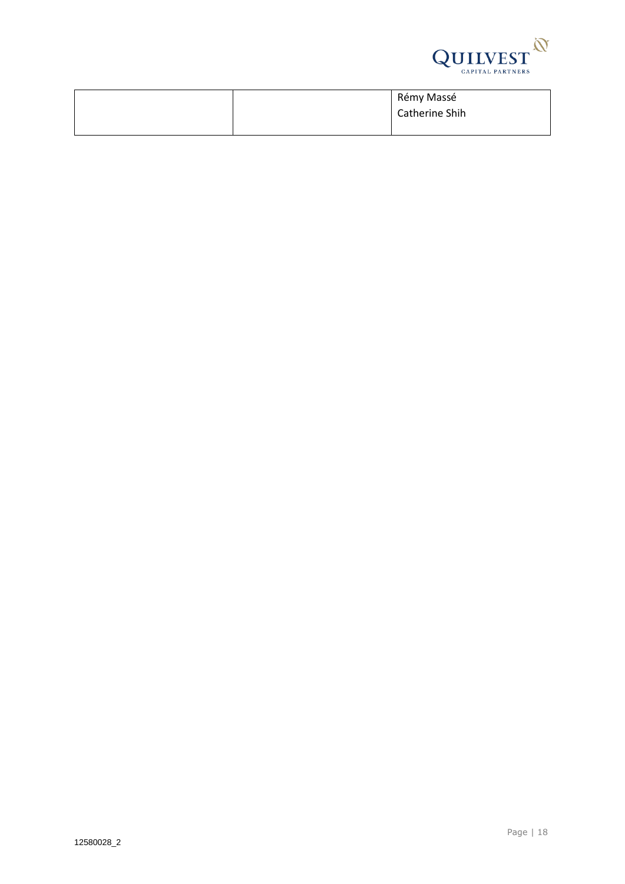| | | Rémy Massé<br>Catherine Shih |
|---|---|---|

12580028_2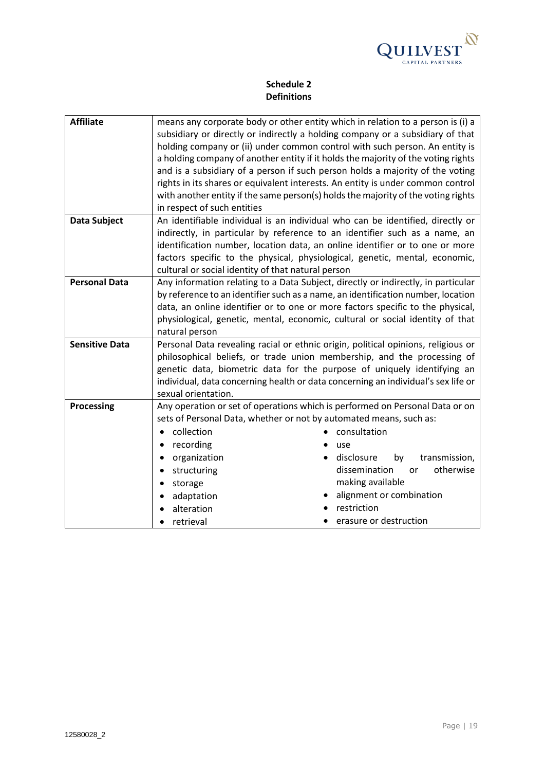**Schedule 2**
**Definitions**

| | |
|---|---|
| **Affiliate** | means any corporate body or other entity which in relation to a person is (i) a subsidiary or directly or indirectly a holding company or a subsidiary of that holding company or (ii) under common control with such person. An entity is a holding company of another entity if it holds the majority of the voting rights and is a subsidiary of a person if such person holds a majority of the voting rights in its shares or equivalent interests. An entity is under common control with another entity if the same person(s) holds the majority of the voting rights in respect of such entities |
| **Data Subject** | An identifiable individual is an individual who can be identified, directly or indirectly, in particular by reference to an identifier such as a name, an identification number, location data, an online identifier or to one or more factors specific to the physical, physiological, genetic, mental, economic, cultural or social identity of that natural person |
| **Personal Data** | Any information relating to a Data Subject, directly or indirectly, in particular by reference to an identifier such as a name, an identification number, location data, an online identifier or to one or more factors specific to the physical, physiological, genetic, mental, economic, cultural or social identity of that natural person |
| **Sensitive Data** | Personal Data revealing racial or ethnic origin, political opinions, religious or philosophical beliefs, or trade union membership, and the processing of genetic data, biometric data for the purpose of uniquely identifying an individual, data concerning health or data concerning an individual's sex life or sexual orientation. |
| **Processing** | Any operation or set of operations which is performed on Personal Data or on sets of Personal Data, whether or not by automated means, such as: <br>• collection <br>• recording <br>• organization <br>• structuring <br>• storage <br>• adaptation <br>• alteration <br>• retrieval <br>• consultation <br>• use <br>• disclosure by transmission, dissemination or otherwise making available <br>• alignment or combination <br>• restriction <br>• erasure or destruction |

12580028_2